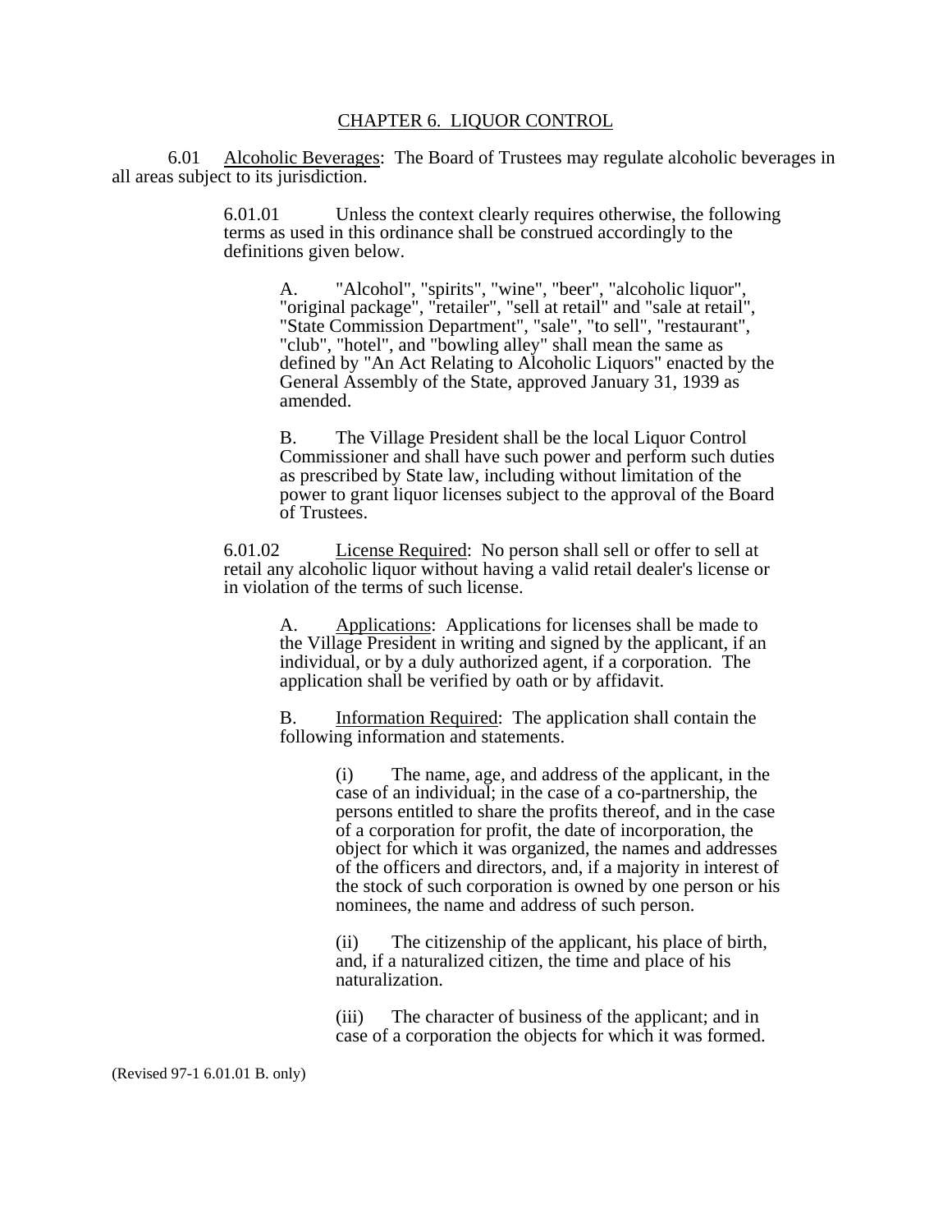# CHAPTER 6. LIQUOR CONTROL

6.01 Alcoholic Beverages: The Board of Trustees may regulate alcoholic beverages in all areas subject to its jurisdiction.

6.01.01 Unless the context clearly requires otherwise, the following terms as used in this ordinance shall be construed accordingly to the definitions given below.

A. "Alcohol", "spirits", "wine", "beer", "alcoholic liquor", "original package", "retailer", "sell at retail" and "sale at retail", "State Commission Department", "sale", "to sell", "restaurant", "club", "hotel", and "bowling alley" shall mean the same as defined by "An Act Relating to Alcoholic Liquors" enacted by the General Assembly of the State, approved January 31, 1939 as amended.

B. The Village President shall be the local Liquor Control Commissioner and shall have such power and perform such duties as prescribed by State law, including without limitation of the power to grant liquor licenses subject to the approval of the Board of Trustees.

6.01.02 License Required: No person shall sell or offer to sell at retail any alcoholic liquor without having a valid retail dealer's license or in violation of the terms of such license.

A. Applications: Applications for licenses shall be made to the Village President in writing and signed by the applicant, if an individual, or by a duly authorized agent, if a corporation. The application shall be verified by oath or by affidavit.

B. Information Required: The application shall contain the following information and statements.

(i) The name, age, and address of the applicant, in the case of an individual; in the case of a co-partnership, the persons entitled to share the profits thereof, and in the case of a corporation for profit, the date of incorporation, the object for which it was organized, the names and addresses of the officers and directors, and, if a majority in interest of the stock of such corporation is owned by one person or his nominees, the name and address of such person.

(ii) The citizenship of the applicant, his place of birth, and, if a naturalized citizen, the time and place of his naturalization.

(iii) The character of business of the applicant; and in case of a corporation the objects for which it was formed.

(Revised 97-1 6.01.01 B. only)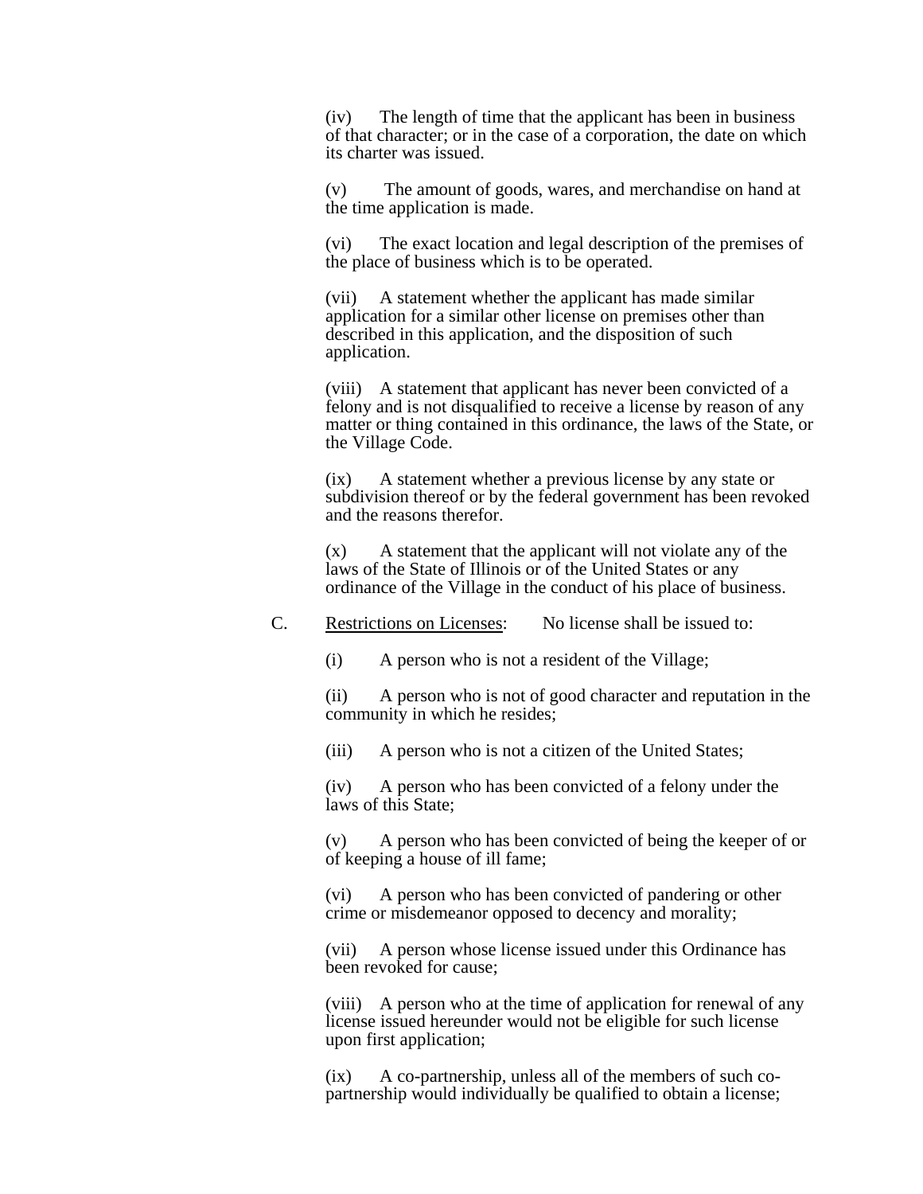(iv) The length of time that the applicant has been in business of that character; or in the case of a corporation, the date on which its charter was issued.

(v) The amount of goods, wares, and merchandise on hand at the time application is made.

(vi) The exact location and legal description of the premises of the place of business which is to be operated.

(vii) A statement whether the applicant has made similar application for a similar other license on premises other than described in this application, and the disposition of such application.

(viii) A statement that applicant has never been convicted of a felony and is not disqualified to receive a license by reason of any matter or thing contained in this ordinance, the laws of the State, or the Village Code.

(ix) A statement whether a previous license by any state or subdivision thereof or by the federal government has been revoked and the reasons therefor.

(x) A statement that the applicant will not violate any of the laws of the State of Illinois or of the United States or any ordinance of the Village in the conduct of his place of business.

C. Restrictions on Licenses: No license shall be issued to:

(i) A person who is not a resident of the Village;

(ii) A person who is not of good character and reputation in the community in which he resides;

(iii) A person who is not a citizen of the United States;

(iv) A person who has been convicted of a felony under the laws of this State;

(v) A person who has been convicted of being the keeper of or of keeping a house of ill fame;

(vi) A person who has been convicted of pandering or other crime or misdemeanor opposed to decency and morality;

(vii) A person whose license issued under this Ordinance has been revoked for cause;

(viii) A person who at the time of application for renewal of any license issued hereunder would not be eligible for such license upon first application;

(ix) A co-partnership, unless all of the members of such co-partnership would individually be qualified to obtain a license;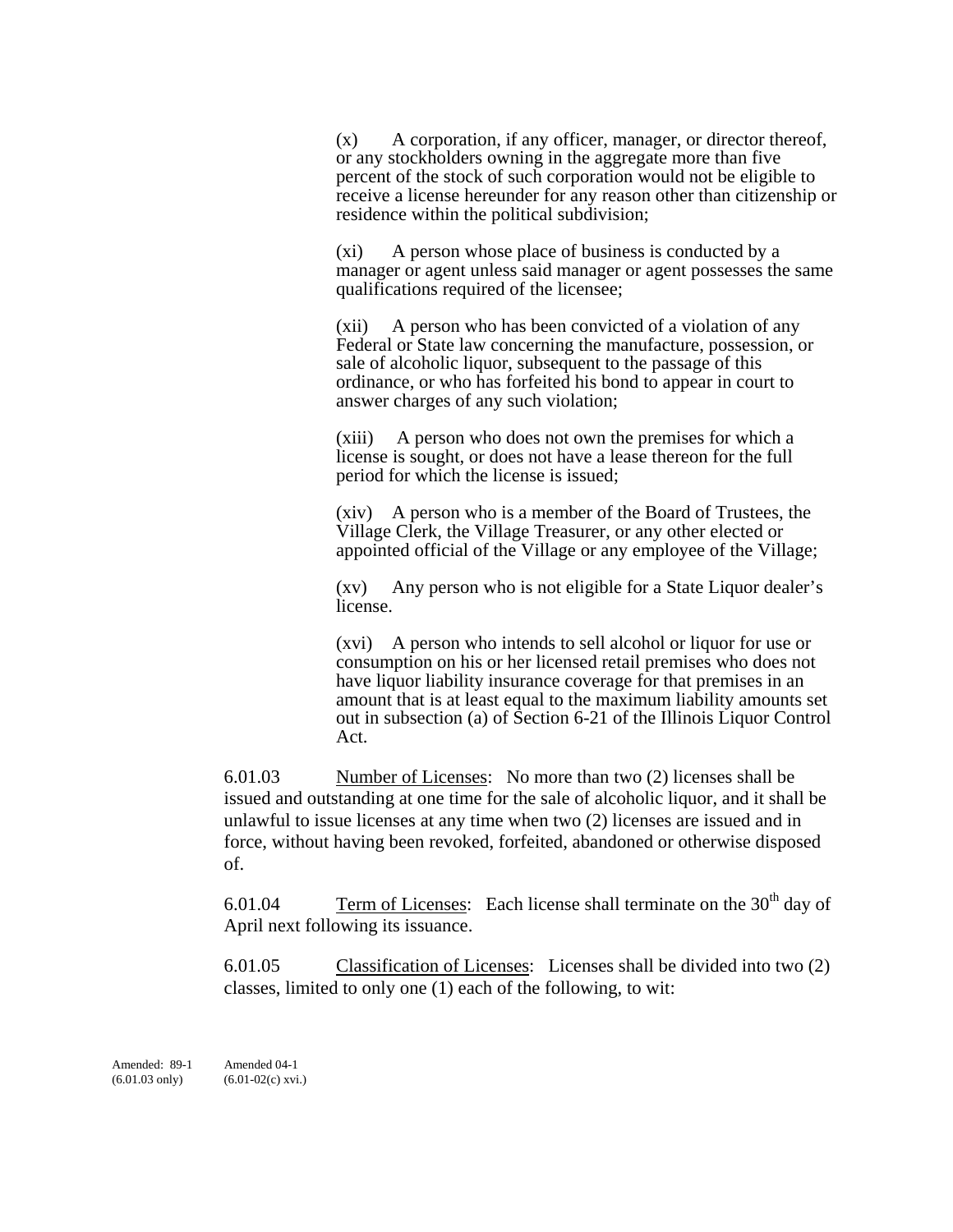(x) A corporation, if any officer, manager, or director thereof, or any stockholders owning in the aggregate more than five percent of the stock of such corporation would not be eligible to receive a license hereunder for any reason other than citizenship or residence within the political subdivision;

(xi) A person whose place of business is conducted by a manager or agent unless said manager or agent possesses the same qualifications required of the licensee;

(xii) A person who has been convicted of a violation of any Federal or State law concerning the manufacture, possession, or sale of alcoholic liquor, subsequent to the passage of this ordinance, or who has forfeited his bond to appear in court to answer charges of any such violation;

(xiii) A person who does not own the premises for which a license is sought, or does not have a lease thereon for the full period for which the license is issued;

(xiv) A person who is a member of the Board of Trustees, the Village Clerk, the Village Treasurer, or any other elected or appointed official of the Village or any employee of the Village;

(xv) Any person who is not eligible for a State Liquor dealer's license.

(xvi) A person who intends to sell alcohol or liquor for use or consumption on his or her licensed retail premises who does not have liquor liability insurance coverage for that premises in an amount that is at least equal to the maximum liability amounts set out in subsection (a) of Section 6-21 of the Illinois Liquor Control Act.

6.01.03 Number of Licenses: No more than two (2) licenses shall be issued and outstanding at one time for the sale of alcoholic liquor, and it shall be unlawful to issue licenses at any time when two (2) licenses are issued and in force, without having been revoked, forfeited, abandoned or otherwise disposed of.

6.01.04 Term of Licenses: Each license shall terminate on the 30th day of April next following its issuance.

6.01.05 Classification of Licenses: Licenses shall be divided into two (2) classes, limited to only one (1) each of the following, to wit:

Amended: 89-1 (6.01.03 only) Amended 04-1 (6.01-02(c) xvi.)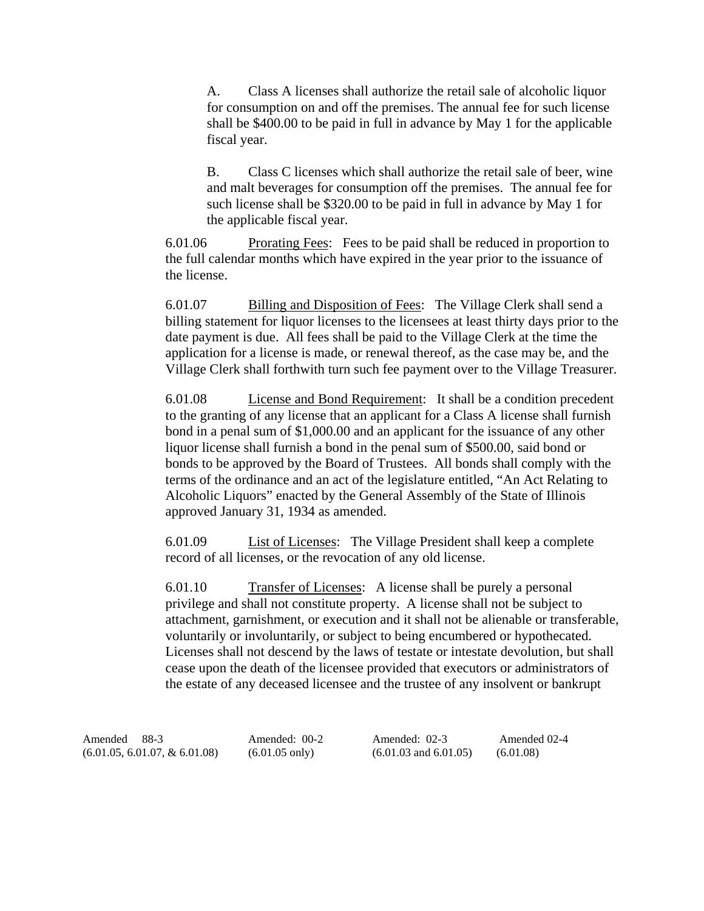A. Class A licenses shall authorize the retail sale of alcoholic liquor for consumption on and off the premises. The annual fee for such license shall be $400.00 to be paid in full in advance by May 1 for the applicable fiscal year.

B. Class C licenses which shall authorize the retail sale of beer, wine and malt beverages for consumption off the premises. The annual fee for such license shall be $320.00 to be paid in full in advance by May 1 for the applicable fiscal year.

6.01.06 Prorating Fees: Fees to be paid shall be reduced in proportion to the full calendar months which have expired in the year prior to the issuance of the license.

6.01.07 Billing and Disposition of Fees: The Village Clerk shall send a billing statement for liquor licenses to the licensees at least thirty days prior to the date payment is due. All fees shall be paid to the Village Clerk at the time the application for a license is made, or renewal thereof, as the case may be, and the Village Clerk shall forthwith turn such fee payment over to the Village Treasurer.

6.01.08 License and Bond Requirement: It shall be a condition precedent to the granting of any license that an applicant for a Class A license shall furnish bond in a penal sum of $1,000.00 and an applicant for the issuance of any other liquor license shall furnish a bond in the penal sum of $500.00, said bond or bonds to be approved by the Board of Trustees. All bonds shall comply with the terms of the ordinance and an act of the legislature entitled, "An Act Relating to Alcoholic Liquors" enacted by the General Assembly of the State of Illinois approved January 31, 1934 as amended.

6.01.09 List of Licenses: The Village President shall keep a complete record of all licenses, or the revocation of any old license.

6.01.10 Transfer of Licenses: A license shall be purely a personal privilege and shall not constitute property. A license shall not be subject to attachment, garnishment, or execution and it shall not be alienable or transferable, voluntarily or involuntarily, or subject to being encumbered or hypothecated. Licenses shall not descend by the laws of testate or intestate devolution, but shall cease upon the death of the licensee provided that executors or administrators of the estate of any deceased licensee and the trustee of any insolvent or bankrupt

Amended 88-3 (6.01.05, 6.01.07, & 6.01.08) Amended: 00-2 (6.01.05 only) Amended: 02-3 (6.01.03 and 6.01.05) Amended 02-4 (6.01.08)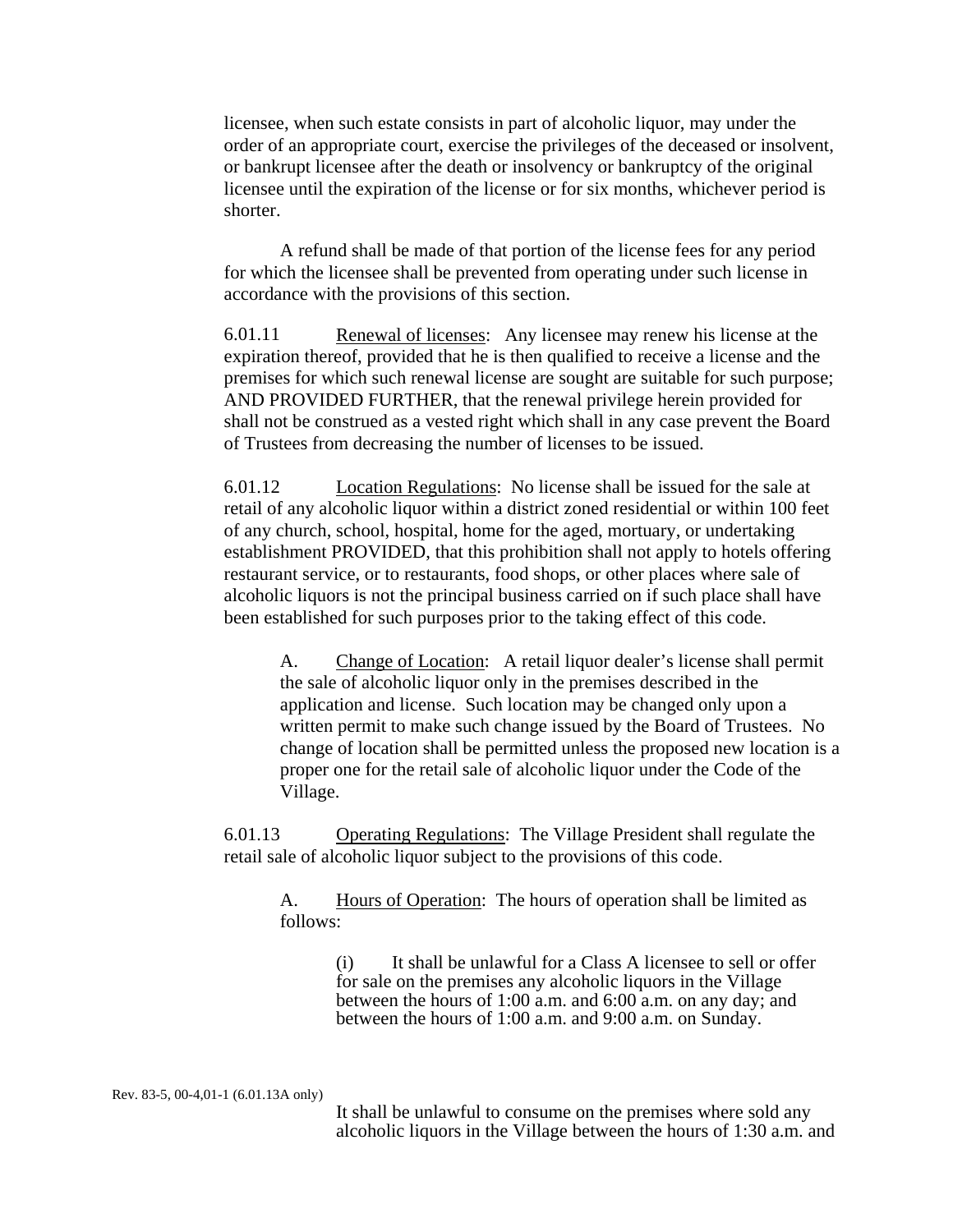licensee, when such estate consists in part of alcoholic liquor, may under the order of an appropriate court, exercise the privileges of the deceased or insolvent, or bankrupt licensee after the death or insolvency or bankruptcy of the original licensee until the expiration of the license or for six months, whichever period is shorter.

A refund shall be made of that portion of the license fees for any period for which the licensee shall be prevented from operating under such license in accordance with the provisions of this section.

6.01.11 Renewal of licenses: Any licensee may renew his license at the expiration thereof, provided that he is then qualified to receive a license and the premises for which such renewal license are sought are suitable for such purpose; AND PROVIDED FURTHER, that the renewal privilege herein provided for shall not be construed as a vested right which shall in any case prevent the Board of Trustees from decreasing the number of licenses to be issued.

6.01.12 Location Regulations: No license shall be issued for the sale at retail of any alcoholic liquor within a district zoned residential or within 100 feet of any church, school, hospital, home for the aged, mortuary, or undertaking establishment PROVIDED, that this prohibition shall not apply to hotels offering restaurant service, or to restaurants, food shops, or other places where sale of alcoholic liquors is not the principal business carried on if such place shall have been established for such purposes prior to the taking effect of this code.

A. Change of Location: A retail liquor dealer's license shall permit the sale of alcoholic liquor only in the premises described in the application and license. Such location may be changed only upon a written permit to make such change issued by the Board of Trustees. No change of location shall be permitted unless the proposed new location is a proper one for the retail sale of alcoholic liquor under the Code of the Village.

6.01.13 Operating Regulations: The Village President shall regulate the retail sale of alcoholic liquor subject to the provisions of this code.

A. Hours of Operation: The hours of operation shall be limited as follows:

(i) It shall be unlawful for a Class A licensee to sell or offer for sale on the premises any alcoholic liquors in the Village between the hours of 1:00 a.m. and 6:00 a.m. on any day; and between the hours of 1:00 a.m. and 9:00 a.m. on Sunday.

Rev. 83-5, 00-4,01-1 (6.01.13A only)

It shall be unlawful to consume on the premises where sold any alcoholic liquors in the Village between the hours of 1:30 a.m. and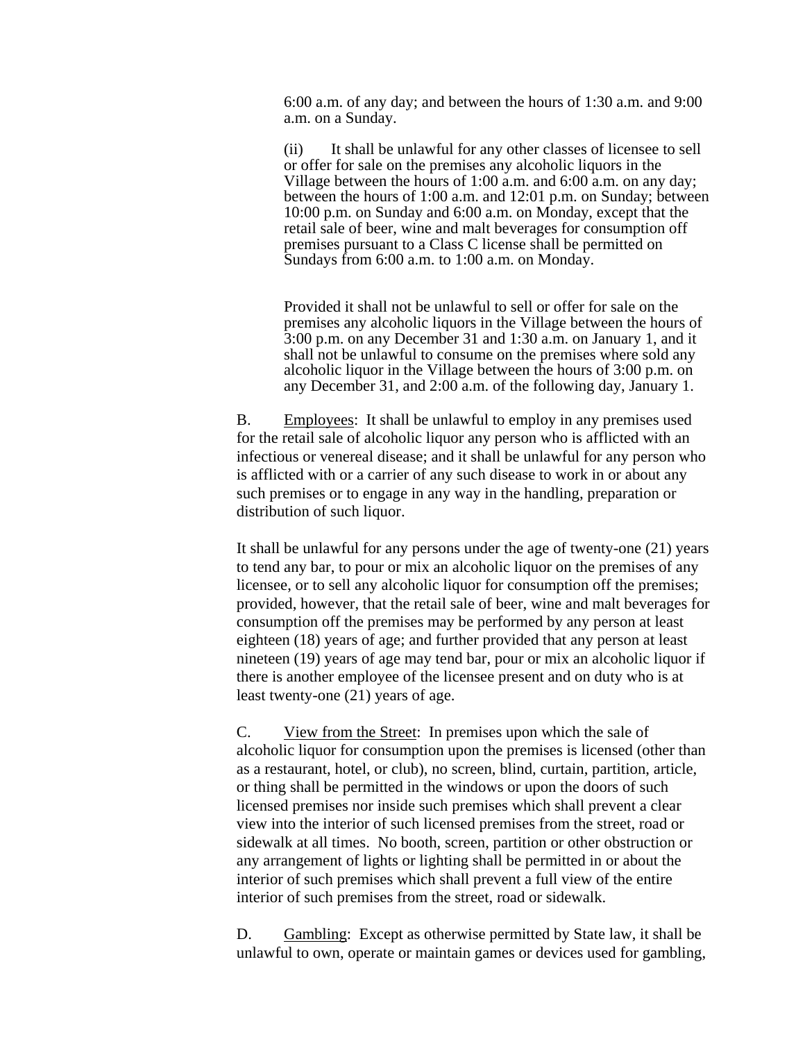6:00 a.m. of any day; and between the hours of 1:30 a.m. and 9:00 a.m. on a Sunday.

(ii) It shall be unlawful for any other classes of licensee to sell or offer for sale on the premises any alcoholic liquors in the Village between the hours of 1:00 a.m. and 6:00 a.m. on any day; between the hours of 1:00 a.m. and 12:01 p.m. on Sunday; between 10:00 p.m. on Sunday and 6:00 a.m. on Monday, except that the retail sale of beer, wine and malt beverages for consumption off premises pursuant to a Class C license shall be permitted on Sundays from 6:00 a.m. to 1:00 a.m. on Monday.

Provided it shall not be unlawful to sell or offer for sale on the premises any alcoholic liquors in the Village between the hours of 3:00 p.m. on any December 31 and 1:30 a.m. on January 1, and it shall not be unlawful to consume on the premises where sold any alcoholic liquor in the Village between the hours of 3:00 p.m. on any December 31, and 2:00 a.m. of the following day, January 1.

B. Employees: It shall be unlawful to employ in any premises used for the retail sale of alcoholic liquor any person who is afflicted with an infectious or venereal disease; and it shall be unlawful for any person who is afflicted with or a carrier of any such disease to work in or about any such premises or to engage in any way in the handling, preparation or distribution of such liquor.

It shall be unlawful for any persons under the age of twenty-one (21) years to tend any bar, to pour or mix an alcoholic liquor on the premises of any licensee, or to sell any alcoholic liquor for consumption off the premises; provided, however, that the retail sale of beer, wine and malt beverages for consumption off the premises may be performed by any person at least eighteen (18) years of age; and further provided that any person at least nineteen (19) years of age may tend bar, pour or mix an alcoholic liquor if there is another employee of the licensee present and on duty who is at least twenty-one (21) years of age.

C. View from the Street: In premises upon which the sale of alcoholic liquor for consumption upon the premises is licensed (other than as a restaurant, hotel, or club), no screen, blind, curtain, partition, article, or thing shall be permitted in the windows or upon the doors of such licensed premises nor inside such premises which shall prevent a clear view into the interior of such licensed premises from the street, road or sidewalk at all times. No booth, screen, partition or other obstruction or any arrangement of lights or lighting shall be permitted in or about the interior of such premises which shall prevent a full view of the entire interior of such premises from the street, road or sidewalk.

D. Gambling: Except as otherwise permitted by State law, it shall be unlawful to own, operate or maintain games or devices used for gambling,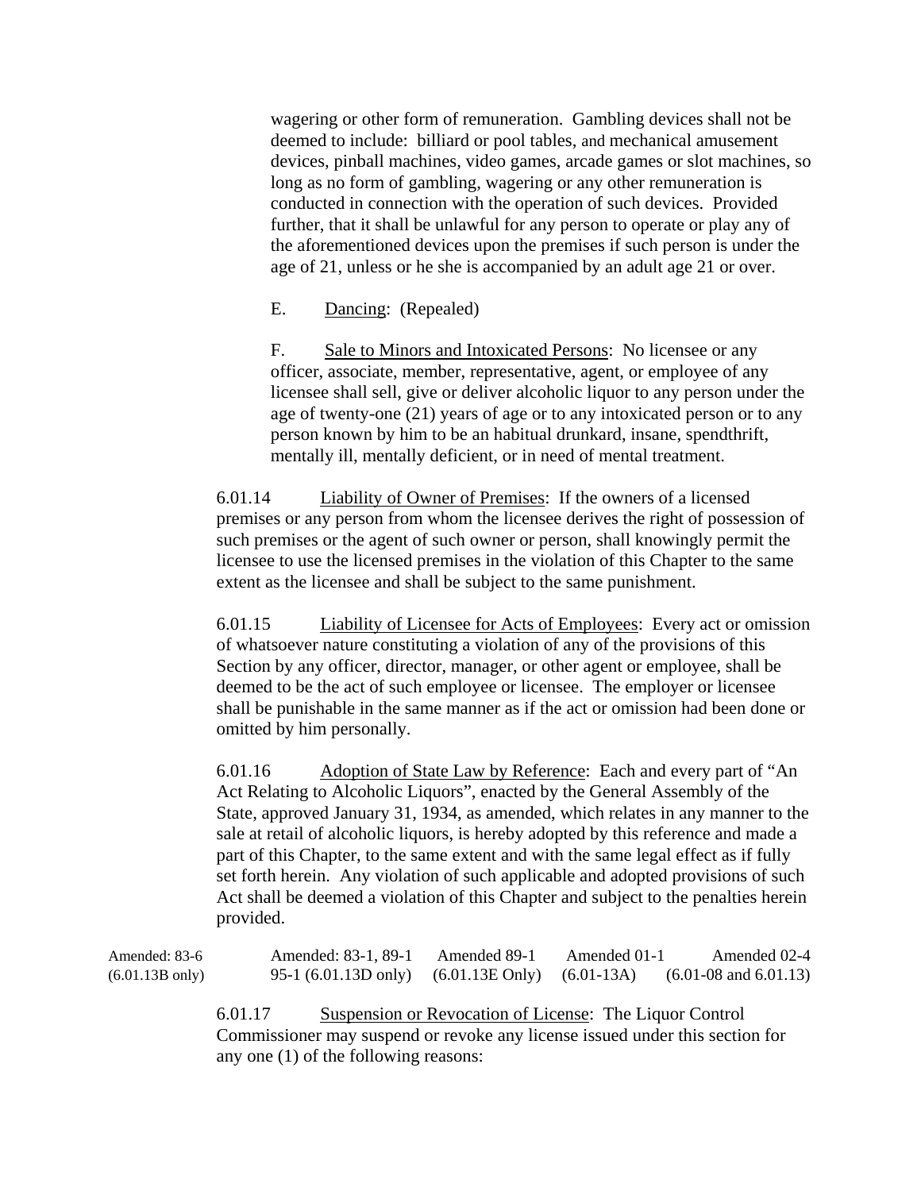wagering or other form of remuneration. Gambling devices shall not be deemed to include: billiard or pool tables, and mechanical amusement devices, pinball machines, video games, arcade games or slot machines, so long as no form of gambling, wagering or any other remuneration is conducted in connection with the operation of such devices. Provided further, that it shall be unlawful for any person to operate or play any of the aforementioned devices upon the premises if such person is under the age of 21, unless or he she is accompanied by an adult age 21 or over.

E. Dancing: (Repealed)

F. Sale to Minors and Intoxicated Persons: No licensee or any officer, associate, member, representative, agent, or employee of any licensee shall sell, give or deliver alcoholic liquor to any person under the age of twenty-one (21) years of age or to any intoxicated person or to any person known by him to be an habitual drunkard, insane, spendthrift, mentally ill, mentally deficient, or in need of mental treatment.

6.01.14 Liability of Owner of Premises: If the owners of a licensed premises or any person from whom the licensee derives the right of possession of such premises or the agent of such owner or person, shall knowingly permit the licensee to use the licensed premises in the violation of this Chapter to the same extent as the licensee and shall be subject to the same punishment.

6.01.15 Liability of Licensee for Acts of Employees: Every act or omission of whatsoever nature constituting a violation of any of the provisions of this Section by any officer, director, manager, or other agent or employee, shall be deemed to be the act of such employee or licensee. The employer or licensee shall be punishable in the same manner as if the act or omission had been done or omitted by him personally.

6.01.16 Adoption of State Law by Reference: Each and every part of "An Act Relating to Alcoholic Liquors", enacted by the General Assembly of the State, approved January 31, 1934, as amended, which relates in any manner to the sale at retail of alcoholic liquors, is hereby adopted by this reference and made a part of this Chapter, to the same extent and with the same legal effect as if fully set forth herein. Any violation of such applicable and adopted provisions of such Act shall be deemed a violation of this Chapter and subject to the penalties herein provided.

Amended: 83-6 (6.01.13B only) Amended: 83-1, 89-1 95-1 (6.01.13D only) Amended 89-1 (6.01.13E Only) Amended 01-1 (6.01-13A) Amended 02-4 (6.01-08 and 6.01.13)

6.01.17 Suspension or Revocation of License: The Liquor Control Commissioner may suspend or revoke any license issued under this section for any one (1) of the following reasons: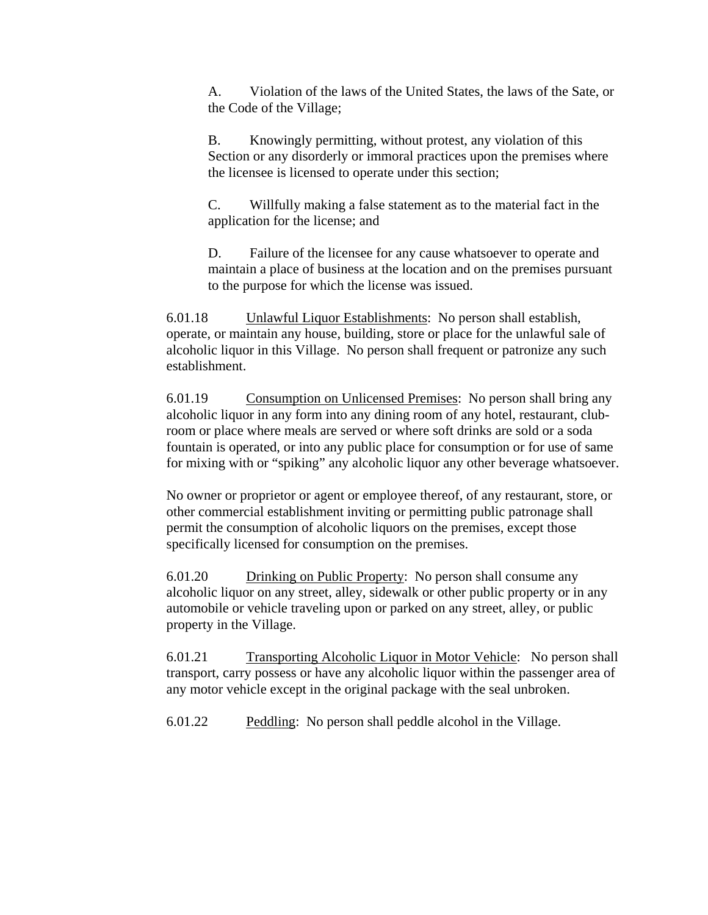A. Violation of the laws of the United States, the laws of the Sate, or the Code of the Village;

B. Knowingly permitting, without protest, any violation of this Section or any disorderly or immoral practices upon the premises where the licensee is licensed to operate under this section;

C. Willfully making a false statement as to the material fact in the application for the license; and

D. Failure of the licensee for any cause whatsoever to operate and maintain a place of business at the location and on the premises pursuant to the purpose for which the license was issued.

6.01.18 Unlawful Liquor Establishments: No person shall establish, operate, or maintain any house, building, store or place for the unlawful sale of alcoholic liquor in this Village. No person shall frequent or patronize any such establishment.

6.01.19 Consumption on Unlicensed Premises: No person shall bring any alcoholic liquor in any form into any dining room of any hotel, restaurant, club-room or place where meals are served or where soft drinks are sold or a soda fountain is operated, or into any public place for consumption or for use of same for mixing with or "spiking" any alcoholic liquor any other beverage whatsoever.

No owner or proprietor or agent or employee thereof, of any restaurant, store, or other commercial establishment inviting or permitting public patronage shall permit the consumption of alcoholic liquors on the premises, except those specifically licensed for consumption on the premises.

6.01.20 Drinking on Public Property: No person shall consume any alcoholic liquor on any street, alley, sidewalk or other public property or in any automobile or vehicle traveling upon or parked on any street, alley, or public property in the Village.

6.01.21 Transporting Alcoholic Liquor in Motor Vehicle: No person shall transport, carry possess or have any alcoholic liquor within the passenger area of any motor vehicle except in the original package with the seal unbroken.

6.01.22 Peddling: No person shall peddle alcohol in the Village.